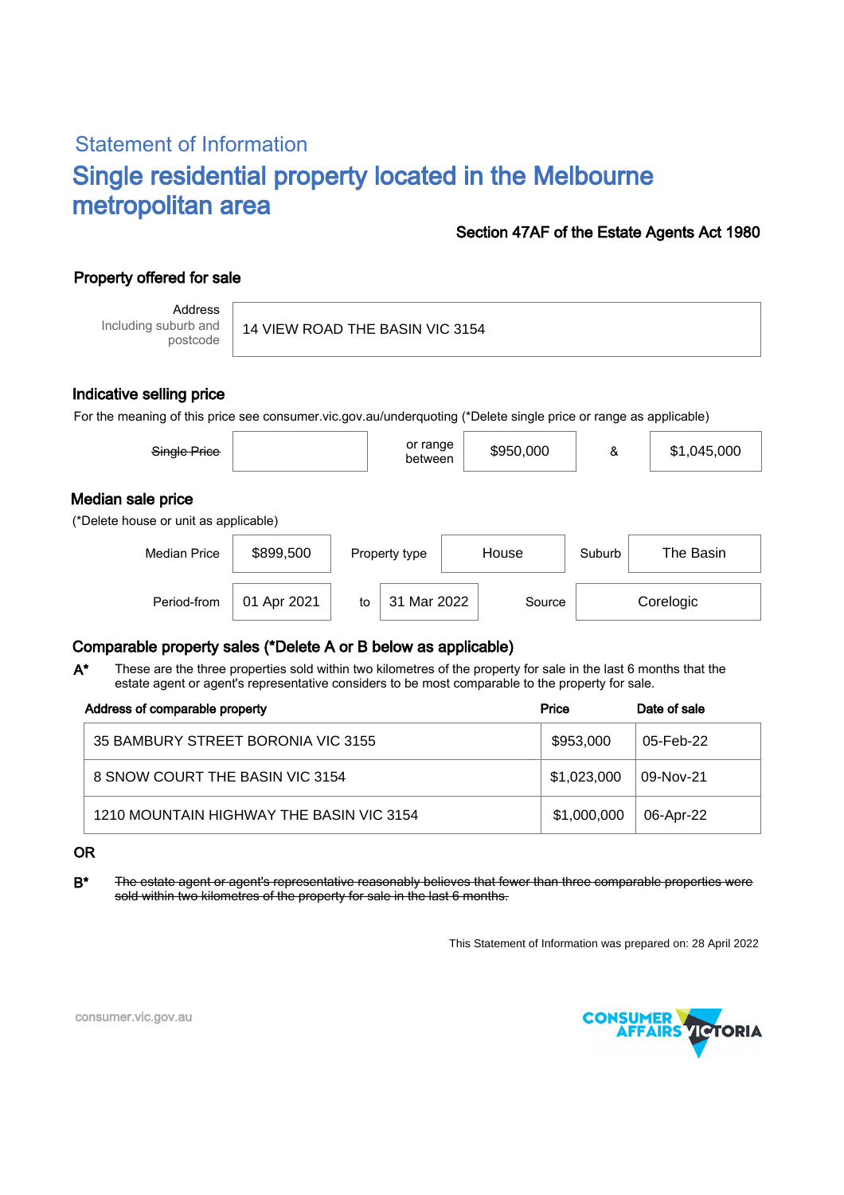## Statement of Information

# Single residential property located in the Melbourne metropolitan area

**Section 47AF of the Estate Agents Act 1980**

### Property offered for sale

| Address Including suburb and postcode | 14 VIEW ROAD THE BASIN VIC 3154 |
|---|---|

### Indicative selling price

For the meaning of this price see consumer.vic.gov.au/underquoting (*Delete single price or range as applicable)

| ~~Single Price~~ | | or range between | $950,000 | & | $1,045,000 |
|---|---|---|---|---|---|

### Median sale price

(*Delete house or unit as applicable)

| Median Price | $899,500 | Property type | House | Suburb | The Basin |
|---|---|---|---|---|---|
| Period-from | 01 Apr 2021 | to | 31 Mar 2022 | Source | Corelogic |

### Comparable property sales (*Delete A or B below as applicable)

**A*** These are the three properties sold within two kilometres of the property for sale in the last 6 months that the estate agent or agent's representative considers to be most comparable to the property for sale.

| Address of comparable property | Price | Date of sale |
|---|---|---|
| 35 BAMBURY STREET BORONIA VIC 3155 | $953,000 | 05-Feb-22 |
| 8 SNOW COURT THE BASIN VIC 3154 | $1,023,000 | 09-Nov-21 |
| 1210 MOUNTAIN HIGHWAY THE BASIN VIC 3154 | $1,000,000 | 06-Apr-22 |

OR

**B*** ~~The estate agent or agent's representative reasonably believes that fewer than three comparable properties were sold within two kilometres of the property for sale in the last 6 months.~~

This Statement of Information was prepared on: 28 April 2022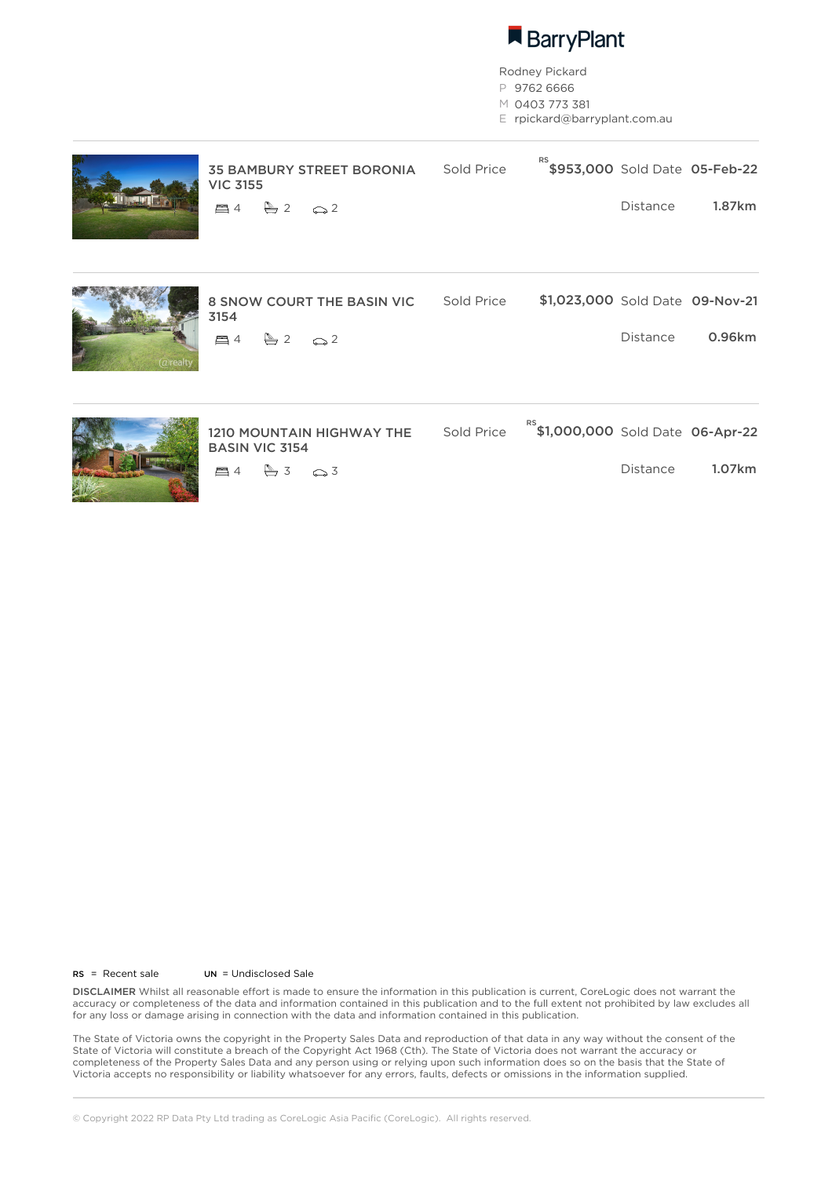BarryPlant

Rodney Pickard
P 9762 6666
M 0403 773 381
E rpickard@barryplant.com.au

| | | | | | |
|---|---|---|---|---|---|
| 35 BAMBURY STREET BORONIA VIC 3155 | Sold Price | RS $953,000 | Sold Date | 05-Feb-22 | |
| 4 2 2 | | | Distance | 1.87km | |
| 8 SNOW COURT THE BASIN VIC 3154 | Sold Price | $1,023,000 | Sold Date | 09-Nov-21 | |
| 4 2 2 | | | Distance | 0.96km | |
| 1210 MOUNTAIN HIGHWAY THE BASIN VIC 3154 | Sold Price | RS $1,000,000 | Sold Date | 06-Apr-22 | |
| 4 3 3 | | | Distance | 1.07km | |

**RS** = Recent sale **UN** = Undisclosed Sale

**DISCLAIMER** Whilst all reasonable effort is made to ensure the information in this publication is current, CoreLogic does not warrant the accuracy or completeness of the data and information contained in this publication and to the full extent not prohibited by law excludes all for any loss or damage arising in connection with the data and information contained in this publication.

The State of Victoria owns the copyright in the Property Sales Data and reproduction of that data in any way without the consent of the State of Victoria will constitute a breach of the Copyright Act 1968 (Cth). The State of Victoria does not warrant the accuracy or completeness of the Property Sales Data and any person using or relying upon such information does so on the basis that the State of Victoria accepts no responsibility or liability whatsoever for any errors, faults, defects or omissions in the information supplied.

© Copyright 2022 RP Data Pty Ltd trading as CoreLogic Asia Pacific (CoreLogic). All rights reserved.